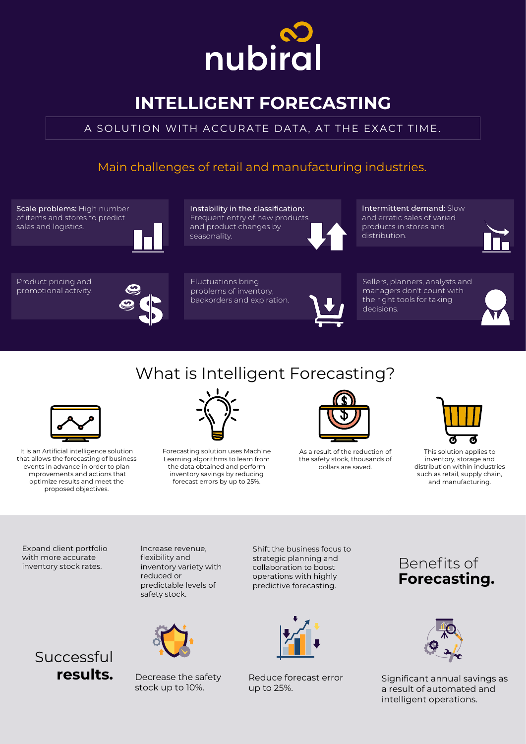# nubiral

# INTELLIGENT FORECASTING

A SOLUTION WITH ACCURATE DATA, AT THE EXACT TIME.

## Main challenges of retail and manufacturing industries.

**Scale problems:** High number of items and stores to predict sales and logistics.

**Instability in the classification:** Frequent entry of new products and product changes by seasonality.

**Intermittent demand:** Slow and erratic sales of varied products in stores and distribution.

Product pricing and promotional activity.

Fluctuations bring problems of inventory, backorders and expiration.

Sellers, planners, analysts and managers don't count with the right tools for taking decisions.

## What is Intelligent Forecasting?

It is an Artificial intelligence solution that allows the forecasting of business events in advance in order to plan improvements and actions that optimize results and meet the proposed objectives.

Forecasting solution uses Machine Learning algorithms to learn from the data obtained and perform inventory savings by reducing forecast errors by up to 25%.

As a result of the reduction of the safety stock, thousands of dollars are saved.

This solution applies to inventory, storage and distribution within industries such as retail, supply chain, and manufacturing.

## Benefits of **Forecasting.**

Expand client portfolio with more accurate inventory stock rates.

Increase revenue, flexibility and inventory variety with reduced or predictable levels of safety stock.

Shift the business focus to strategic planning and collaboration to boost operations with highly predictive forecasting.

## Successful **results.**

Decrease the safety stock up to 10%.

Reduce forecast error up to 25%.

Significant annual savings as a result of automated and intelligent operations.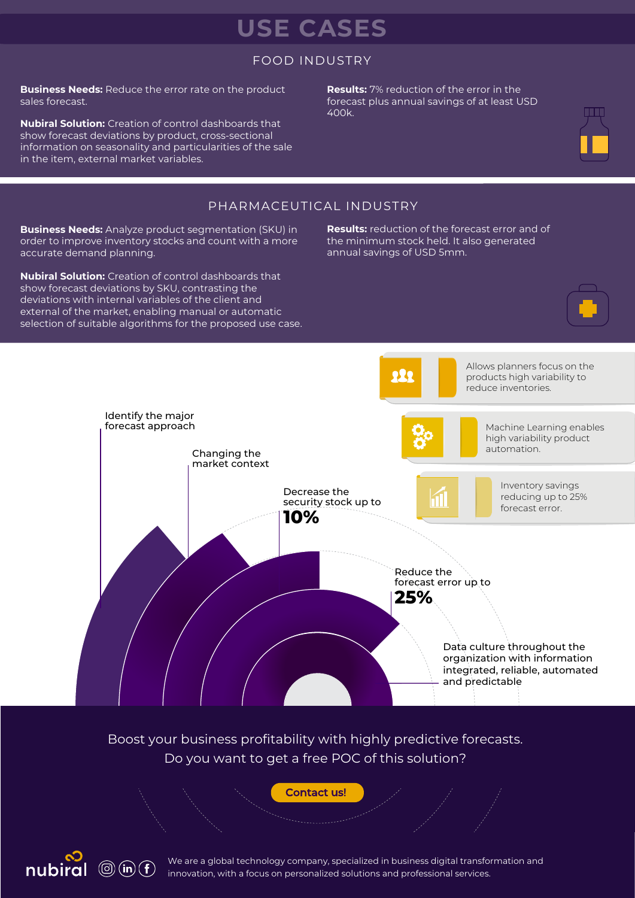# USE CASES

## FOOD INDUSTRY

**Business Needs:** Reduce the error rate on the product sales forecast.

**Nubiral Solution:** Creation of control dashboards that show forecast deviations by product, cross-sectional information on seasonality and particularities of the sale in the item, external market variables.

**Results:** 7% reduction of the error in the forecast plus annual savings of at least USD 400k.

## PHARMACEUTICAL INDUSTRY

**Business Needs:** Analyze product segmentation (SKU) in order to improve inventory stocks and count with a more accurate demand planning.

**Nubiral Solution:** Creation of control dashboards that show forecast deviations by SKU, contrasting the deviations with internal variables of the client and external of the market, enabling manual or automatic selection of suitable algorithms for the proposed use case.

**Results:** reduction of the forecast error and of the minimum stock held. It also generated annual savings of USD 5mm.

- Allows planners focus on the products high variability to reduce inventories.
- Machine Learning enables high variability product automation.
- Inventory savings reducing up to 25% forecast error.

Identify the major forecast approach

Changing the market context

Decrease the security stock up to **10%**

Reduce the forecast error up to **25%**

Data culture throughout the organization with information integrated, reliable, automated and predictable

Boost your business profitability with highly predictive forecasts.
Do you want to get a free POC of this solution?

**Contact us!**

nubiral

We are a global technology company, specialized in business digital transformation and innovation, with a focus on personalized solutions and professional services.